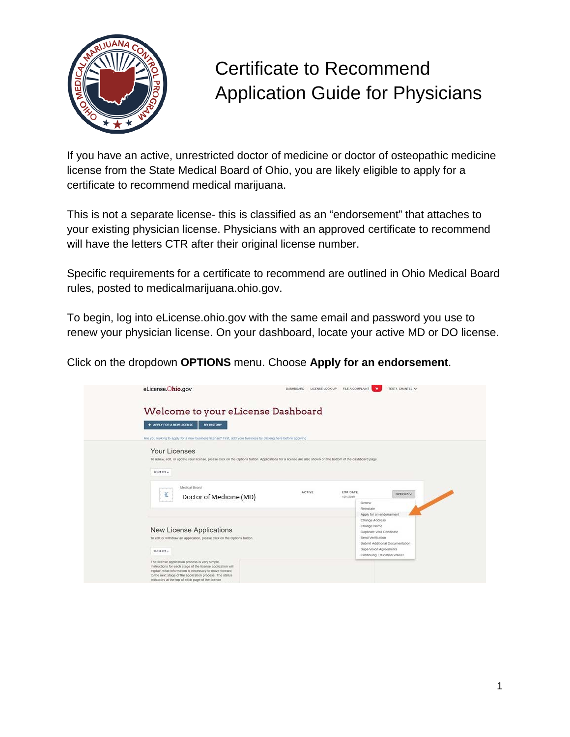# Certificate to Recommend Application Guide for Physicians

If you have an active, unrestricted doctor of medicine or doctor of osteopathic medicine license from the State Medical Board of Ohio, you are likely eligible to apply for a certificate to recommend medical marijuana.

This is not a separate license- this is classified as an "endorsement" that attaches to your existing physician license. Physicians with an approved certificate to recommend will have the letters CTR after their original license number.

Specific requirements for a certificate to recommend are outlined in Ohio Medical Board rules, posted to medicalmarijuana.ohio.gov.

To begin, log into eLicense.ohio.gov with the same email and password you use to renew your physician license. On your dashboard, locate your active MD or DO license.

Click on the dropdown **OPTIONS** menu. Choose **Apply for an endorsement**.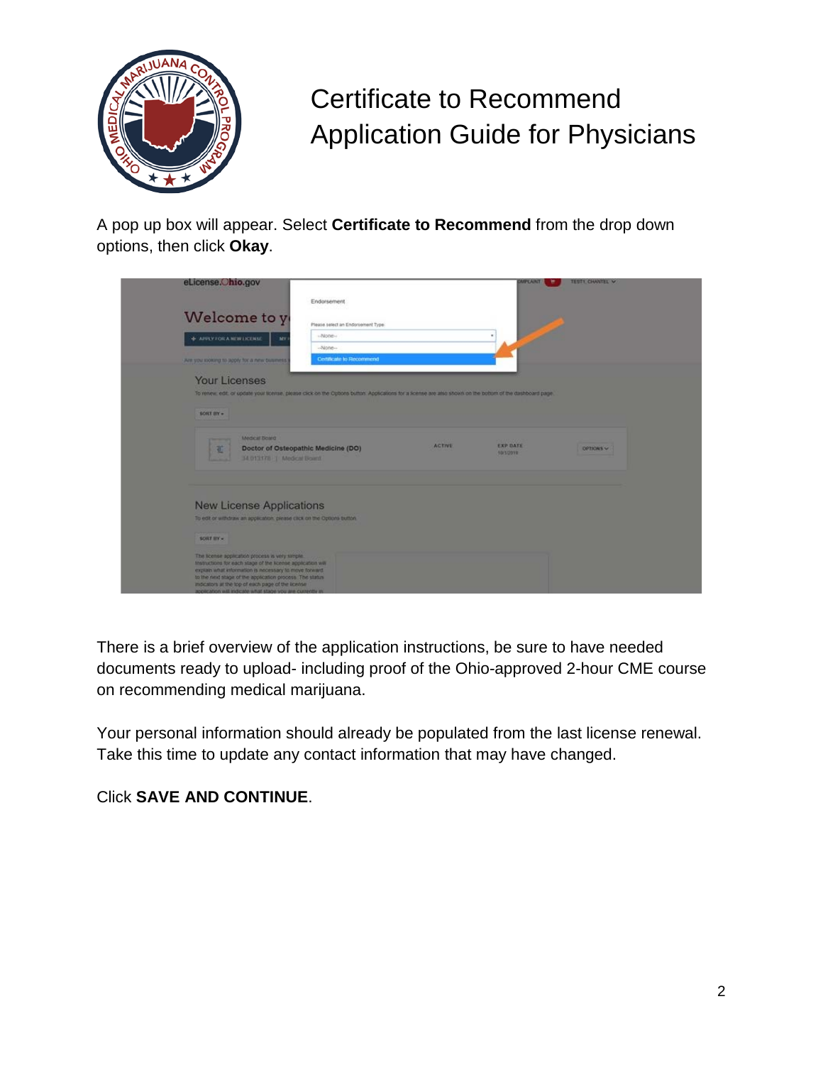# Certificate to Recommend Application Guide for Physicians

A pop up box will appear. Select **Certificate to Recommend** from the drop down options, then click **Okay**.

There is a brief overview of the application instructions, be sure to have needed documents ready to upload- including proof of the Ohio-approved 2-hour CME course on recommending medical marijuana.

Your personal information should already be populated from the last license renewal. Take this time to update any contact information that may have changed.

Click **SAVE AND CONTINUE**.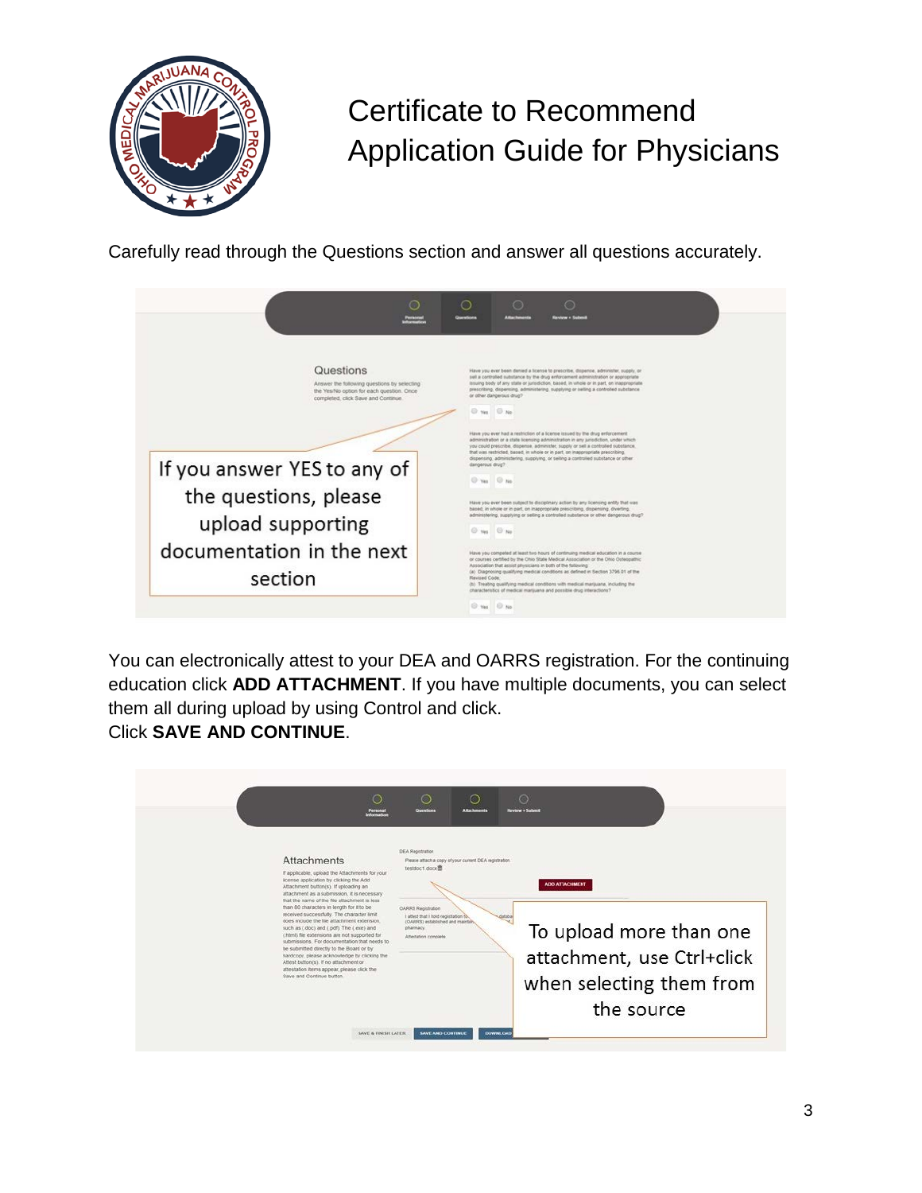# Certificate to Recommend Application Guide for Physicians

Carefully read through the Questions section and answer all questions accurately.

If you answer YES to any of the questions, please upload supporting documentation in the next section

You can electronically attest to your DEA and OARRS registration. For the continuing education click **ADD ATTACHMENT**. If you have multiple documents, you can select them all during upload by using Control and click.
Click **SAVE AND CONTINUE**.

To upload more than one attachment, use Ctrl+click when selecting them from the source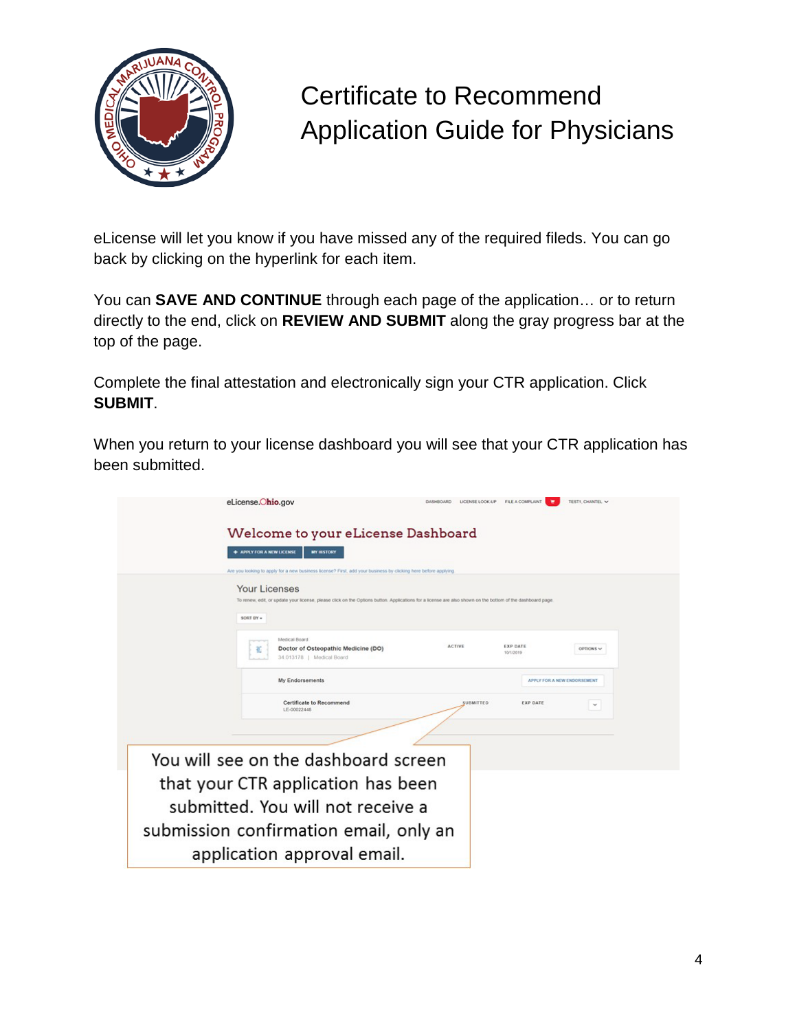# Certificate to Recommend Application Guide for Physicians

eLicense will let you know if you have missed any of the required fileds. You can go back by clicking on the hyperlink for each item.

You can **SAVE AND CONTINUE** through each page of the application… or to return directly to the end, click on **REVIEW AND SUBMIT** along the gray progress bar at the top of the page.

Complete the final attestation and electronically sign your CTR application. Click **SUBMIT**.

When you return to your license dashboard you will see that your CTR application has been submitted.

You will see on the dashboard screen that your CTR application has been submitted. You will not receive a submission confirmation email, only an application approval email.